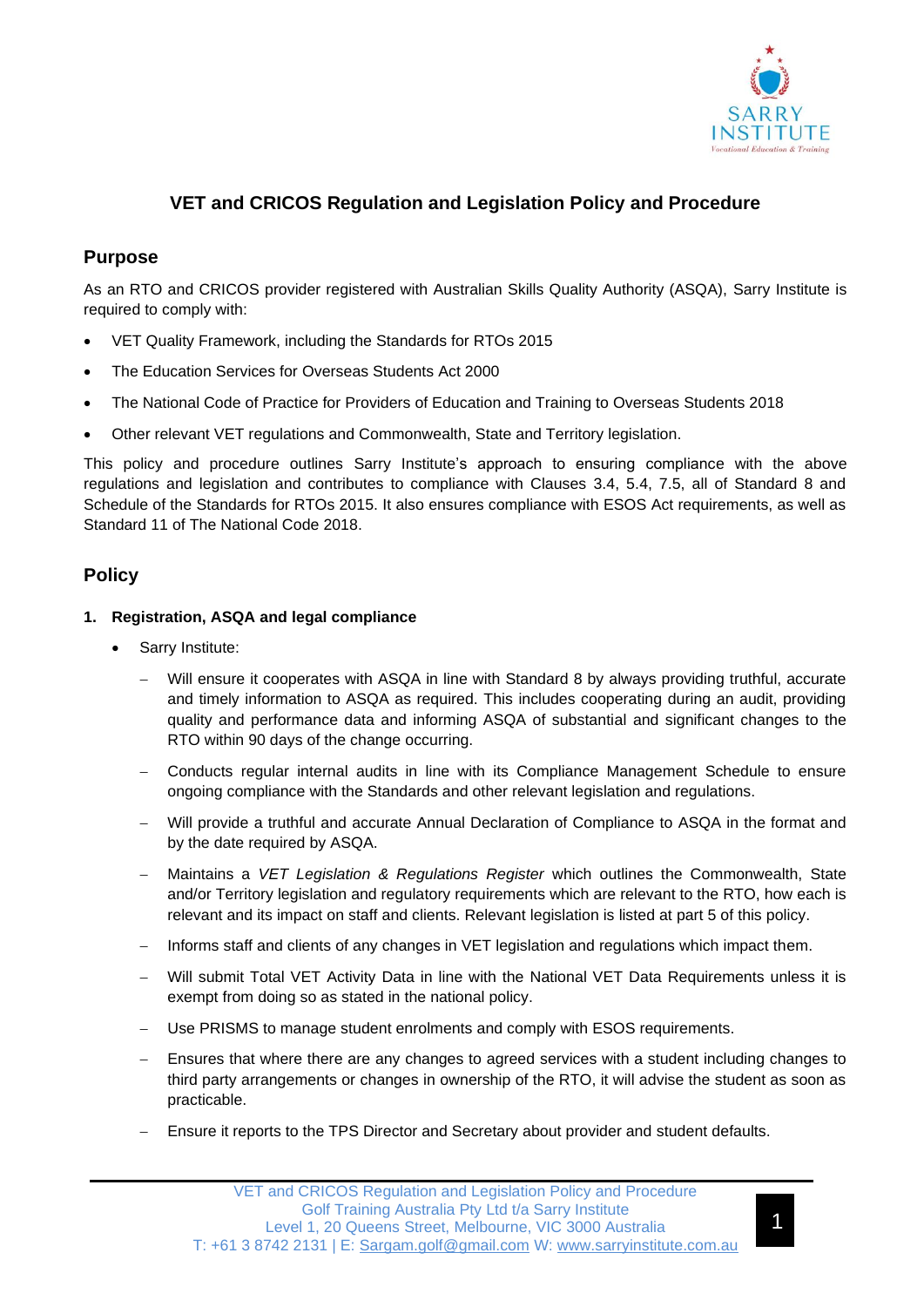# VET and CRICOS Regulation and Legislation Policy and Procedure

## Purpose

As an RTO and CRICOS provider registered with Australian Skills Quality Authority (ASQA), Sarry Institute is required to comply with:

- VET Quality Framework, including the Standards for RTOs 2015
- The Education Services for Overseas Students Act 2000
- The National Code of Practice for Providers of Education and Training to Overseas Students 2018
- Other relevant VET regulations and Commonwealth, State and Territory legislation.

This policy and procedure outlines Sarry Institute's approach to ensuring compliance with the above regulations and legislation and contributes to compliance with Clauses 3.4, 5.4, 7.5, all of Standard 8 and Schedule of the Standards for RTOs 2015. It also ensures compliance with ESOS Act requirements, as well as Standard 11 of The National Code 2018.

## Policy

### 1. Registration, ASQA and legal compliance

- Sarry Institute:
  - Will ensure it cooperates with ASQA in line with Standard 8 by always providing truthful, accurate and timely information to ASQA as required. This includes cooperating during an audit, providing quality and performance data and informing ASQA of substantial and significant changes to the RTO within 90 days of the change occurring.
  - Conducts regular internal audits in line with its Compliance Management Schedule to ensure ongoing compliance with the Standards and other relevant legislation and regulations.
  - Will provide a truthful and accurate Annual Declaration of Compliance to ASQA in the format and by the date required by ASQA.
  - Maintains a *VET Legislation & Regulations Register* which outlines the Commonwealth, State and/or Territory legislation and regulatory requirements which are relevant to the RTO, how each is relevant and its impact on staff and clients. Relevant legislation is listed at part 5 of this policy.
  - Informs staff and clients of any changes in VET legislation and regulations which impact them.
  - Will submit Total VET Activity Data in line with the National VET Data Requirements unless it is exempt from doing so as stated in the national policy.
  - Use PRISMS to manage student enrolments and comply with ESOS requirements.
  - Ensures that where there are any changes to agreed services with a student including changes to third party arrangements or changes in ownership of the RTO, it will advise the student as soon as practicable.
  - Ensure it reports to the TPS Director and Secretary about provider and student defaults.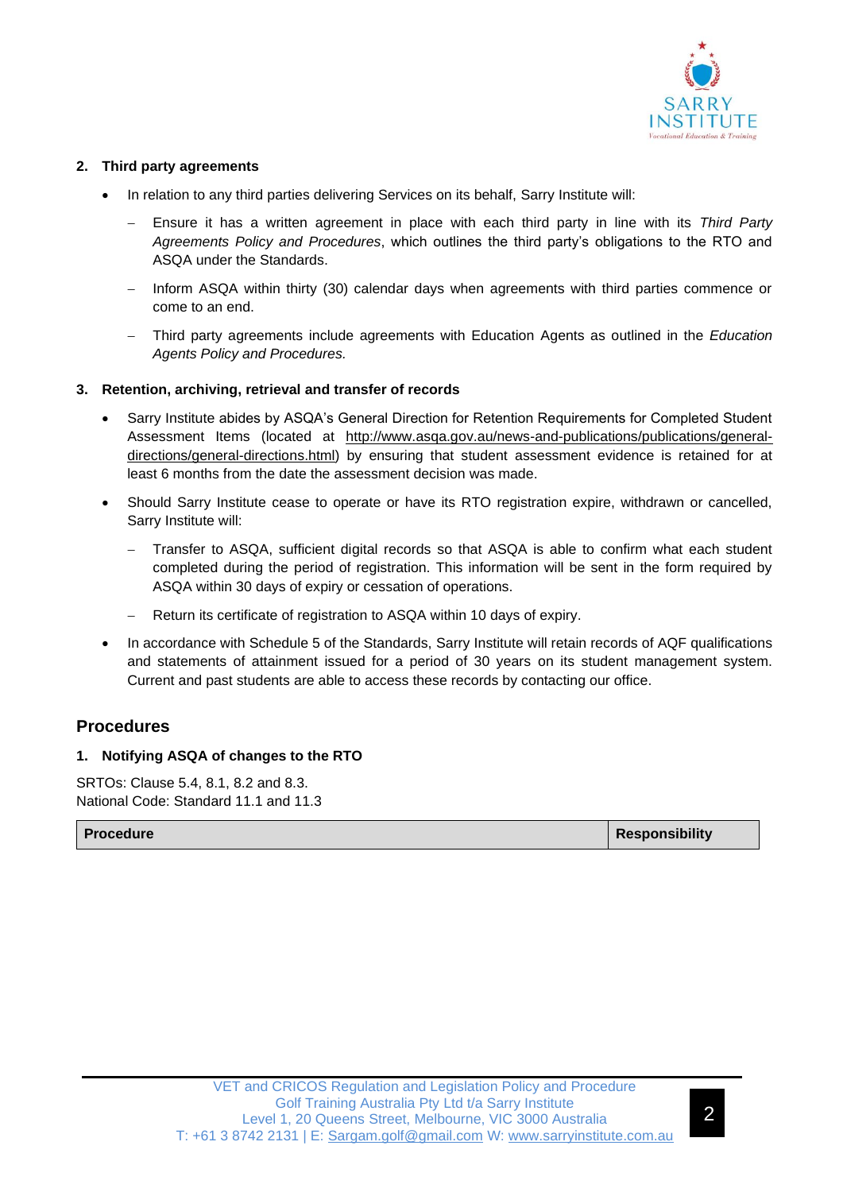**2. Third party agreements**

- In relation to any third parties delivering Services on its behalf, Sarry Institute will:
  - Ensure it has a written agreement in place with each third party in line with its *Third Party Agreements Policy and Procedures*, which outlines the third party's obligations to the RTO and ASQA under the Standards.
  - Inform ASQA within thirty (30) calendar days when agreements with third parties commence or come to an end.
  - Third party agreements include agreements with Education Agents as outlined in the *Education Agents Policy and Procedures.*

**3. Retention, archiving, retrieval and transfer of records**

- Sarry Institute abides by ASQA's General Direction for Retention Requirements for Completed Student Assessment Items (located at http://www.asqa.gov.au/news-and-publications/publications/general-directions/general-directions.html) by ensuring that student assessment evidence is retained for at least 6 months from the date the assessment decision was made.
- Should Sarry Institute cease to operate or have its RTO registration expire, withdrawn or cancelled, Sarry Institute will:
  - Transfer to ASQA, sufficient digital records so that ASQA is able to confirm what each student completed during the period of registration. This information will be sent in the form required by ASQA within 30 days of expiry or cessation of operations.
  - Return its certificate of registration to ASQA within 10 days of expiry.
- In accordance with Schedule 5 of the Standards, Sarry Institute will retain records of AQF qualifications and statements of attainment issued for a period of 30 years on its student management system. Current and past students are able to access these records by contacting our office.

## Procedures

**1. Notifying ASQA of changes to the RTO**

SRTOs: Clause 5.4, 8.1, 8.2 and 8.3.
National Code: Standard 11.1 and 11.3

| Procedure | Responsibility |
|---|---|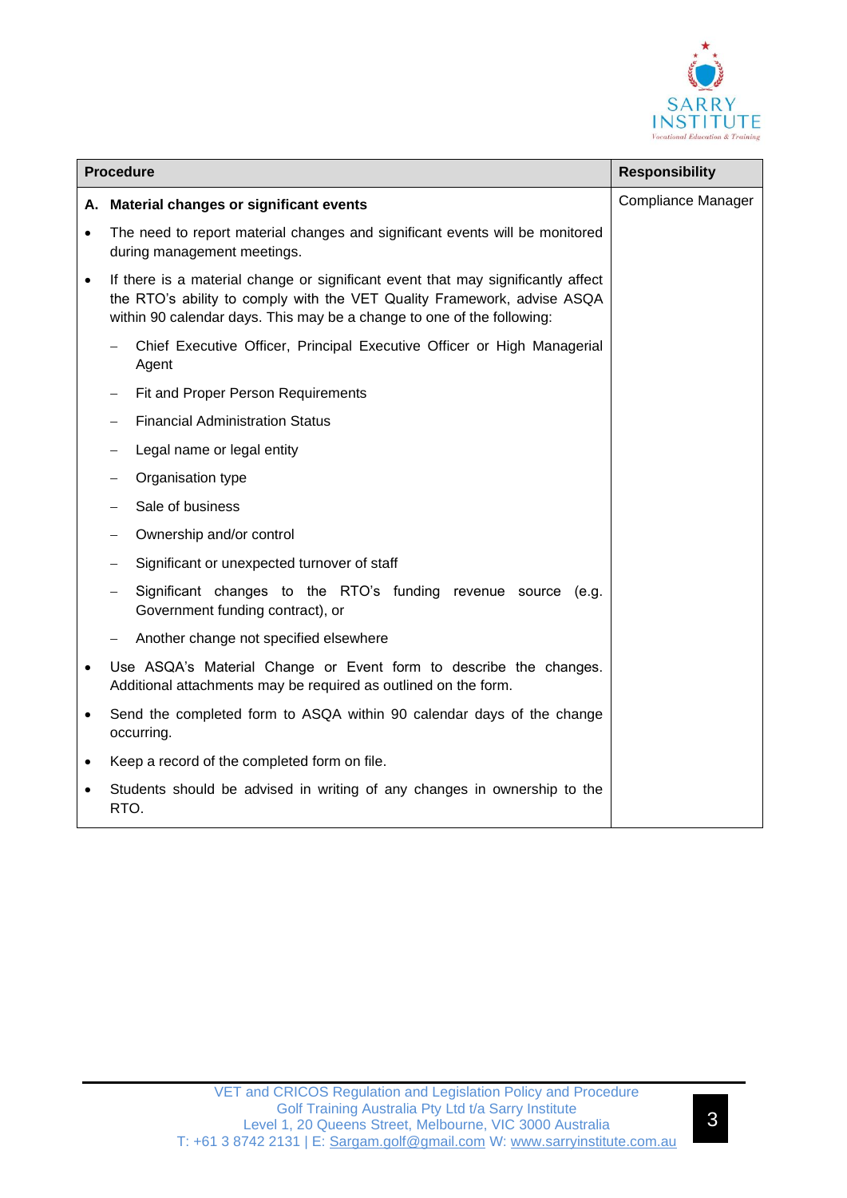| Procedure | Responsibility |
|---|---|
| **A. Material changes or significant events**<br>• The need to report material changes and significant events will be monitored during management meetings.<br>• If there is a material change or significant event that may significantly affect the RTO's ability to comply with the VET Quality Framework, advise ASQA within 90 calendar days. This may be a change to one of the following:<br>– Chief Executive Officer, Principal Executive Officer or High Managerial Agent<br>– Fit and Proper Person Requirements<br>– Financial Administration Status<br>– Legal name or legal entity<br>– Organisation type<br>– Sale of business<br>– Ownership and/or control<br>– Significant or unexpected turnover of staff<br>– Significant changes to the RTO's funding revenue source (e.g. Government funding contract), or<br>– Another change not specified elsewhere<br>• Use ASQA's Material Change or Event form to describe the changes. Additional attachments may be required as outlined on the form.<br>• Send the completed form to ASQA within 90 calendar days of the change occurring.<br>• Keep a record of the completed form on file.<br>• Students should be advised in writing of any changes in ownership to the RTO. | Compliance Manager |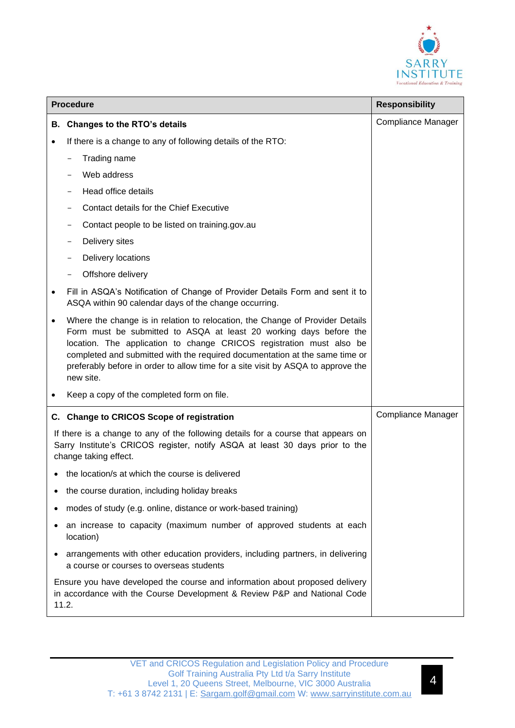| Procedure | Responsibility |
|---|---|
| **B. Changes to the RTO's details**<br><br>• If there is a change to any of following details of the RTO:<br>&nbsp;&nbsp;&nbsp;&nbsp;– Trading name<br>&nbsp;&nbsp;&nbsp;&nbsp;– Web address<br>&nbsp;&nbsp;&nbsp;&nbsp;– Head office details<br>&nbsp;&nbsp;&nbsp;&nbsp;– Contact details for the Chief Executive<br>&nbsp;&nbsp;&nbsp;&nbsp;– Contact people to be listed on training.gov.au<br>&nbsp;&nbsp;&nbsp;&nbsp;– Delivery sites<br>&nbsp;&nbsp;&nbsp;&nbsp;– Delivery locations<br>&nbsp;&nbsp;&nbsp;&nbsp;– Offshore delivery<br>• Fill in ASQA's Notification of Change of Provider Details Form and sent it to ASQA within 90 calendar days of the change occurring.<br>• Where the change is in relation to relocation, the Change of Provider Details Form must be submitted to ASQA at least 20 working days before the location. The application to change CRICOS registration must also be completed and submitted with the required documentation at the same time or preferably before in order to allow time for a site visit by ASQA to approve the new site.<br>• Keep a copy of the completed form on file. | Compliance Manager |
| **C. Change to CRICOS Scope of registration**<br><br>If there is a change to any of the following details for a course that appears on Sarry Institute's CRICOS register, notify ASQA at least 30 days prior to the change taking effect.<br><br>• the location/s at which the course is delivered<br>• the course duration, including holiday breaks<br>• modes of study (e.g. online, distance or work-based training)<br>• an increase to capacity (maximum number of approved students at each location)<br>• arrangements with other education providers, including partners, in delivering a course or courses to overseas students<br><br>Ensure you have developed the course and information about proposed delivery in accordance with the Course Development & Review P&P and National Code 11.2. | Compliance Manager |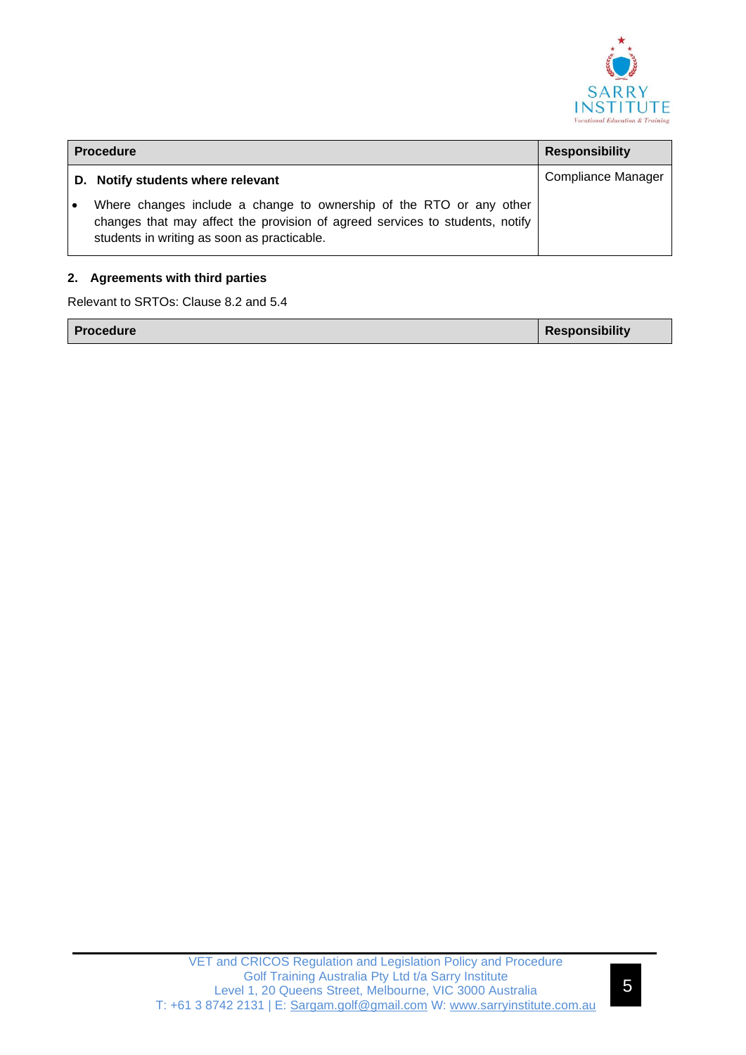| Procedure | Responsibility |
| --- | --- |
| **D. Notify students where relevant**<br><br>• Where changes include a change to ownership of the RTO or any other changes that may affect the provision of agreed services to students, notify students in writing as soon as practicable. | Compliance Manager |

**2. Agreements with third parties**

Relevant to SRTOs: Clause 8.2 and 5.4

| Procedure | Responsibility |
| --- | --- |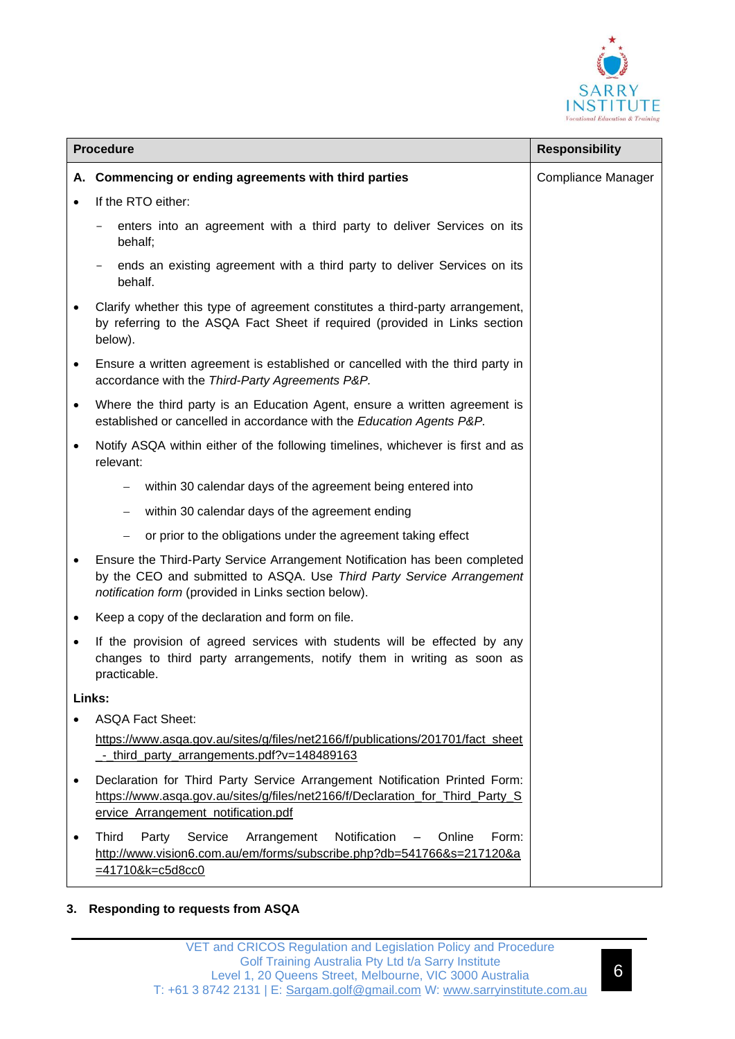| Procedure | Responsibility |
| --- | --- |
| **A. Commencing or ending agreements with third parties**<br>• If the RTO either:<br>  - enters into an agreement with a third party to deliver Services on its behalf;<br>  - ends an existing agreement with a third party to deliver Services on its behalf.<br>• Clarify whether this type of agreement constitutes a third-party arrangement, by referring to the ASQA Fact Sheet if required (provided in Links section below).<br>• Ensure a written agreement is established or cancelled with the third party in accordance with the *Third-Party Agreements P&P.*<br>• Where the third party is an Education Agent, ensure a written agreement is established or cancelled in accordance with the *Education Agents P&P.*<br>• Notify ASQA within either of the following timelines, whichever is first and as relevant:<br>  – within 30 calendar days of the agreement being entered into<br>  – within 30 calendar days of the agreement ending<br>  – or prior to the obligations under the agreement taking effect<br>• Ensure the Third-Party Service Arrangement Notification has been completed by the CEO and submitted to ASQA. Use *Third Party Service Arrangement notification form* (provided in Links section below).<br>• Keep a copy of the declaration and form on file.<br>• If the provision of agreed services with students will be effected by any changes to third party arrangements, notify them in writing as soon as practicable.<br>**Links:**<br>• ASQA Fact Sheet: https://www.asqa.gov.au/sites/g/files/net2166/f/publications/201701/fact_sheet_-_third_party_arrangements.pdf?v=148489163<br>• Declaration for Third Party Service Arrangement Notification Printed Form: https://www.asqa.gov.au/sites/g/files/net2166/f/Declaration_for_Third_Party_Service_Arrangement_notification.pdf<br>• Third Party Service Arrangement Notification – Online Form: http://www.vision6.com.au/em/forms/subscribe.php?db=541766&s=217120&a=41710&k=c5d8cc0 | Compliance Manager |

**3. Responding to requests from ASQA**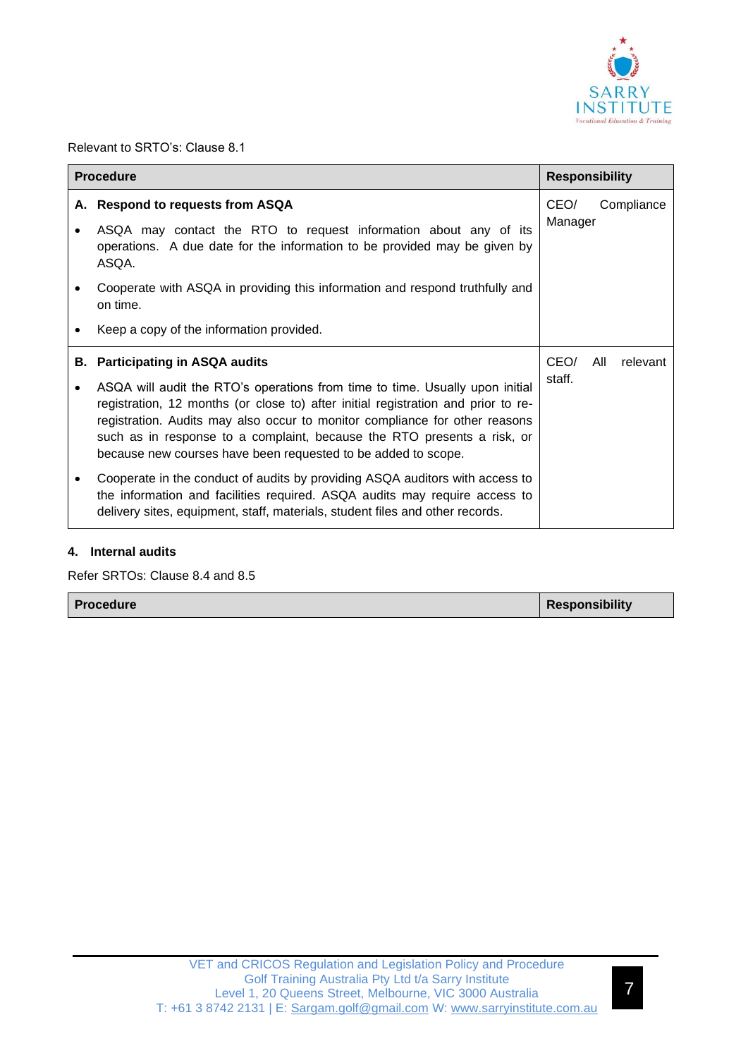Relevant to SRTO's: Clause 8.1

| Procedure | Responsibility |
|---|---|
| **A. Respond to requests from ASQA**<br>• ASQA may contact the RTO to request information about any of its operations. A due date for the information to be provided may be given by ASQA.<br>• Cooperate with ASQA in providing this information and respond truthfully and on time.<br>• Keep a copy of the information provided. | CEO/ Compliance Manager |
| **B. Participating in ASQA audits**<br>• ASQA will audit the RTO's operations from time to time. Usually upon initial registration, 12 months (or close to) after initial registration and prior to re-registration. Audits may also occur to monitor compliance for other reasons such as in response to a complaint, because the RTO presents a risk, or because new courses have been requested to be added to scope.<br>• Cooperate in the conduct of audits by providing ASQA auditors with access to the information and facilities required. ASQA audits may require access to delivery sites, equipment, staff, materials, student files and other records. | CEO/ All relevant staff. |

## 4. Internal audits

Refer SRTOs: Clause 8.4 and 8.5

| Procedure | Responsibility |
|---|---|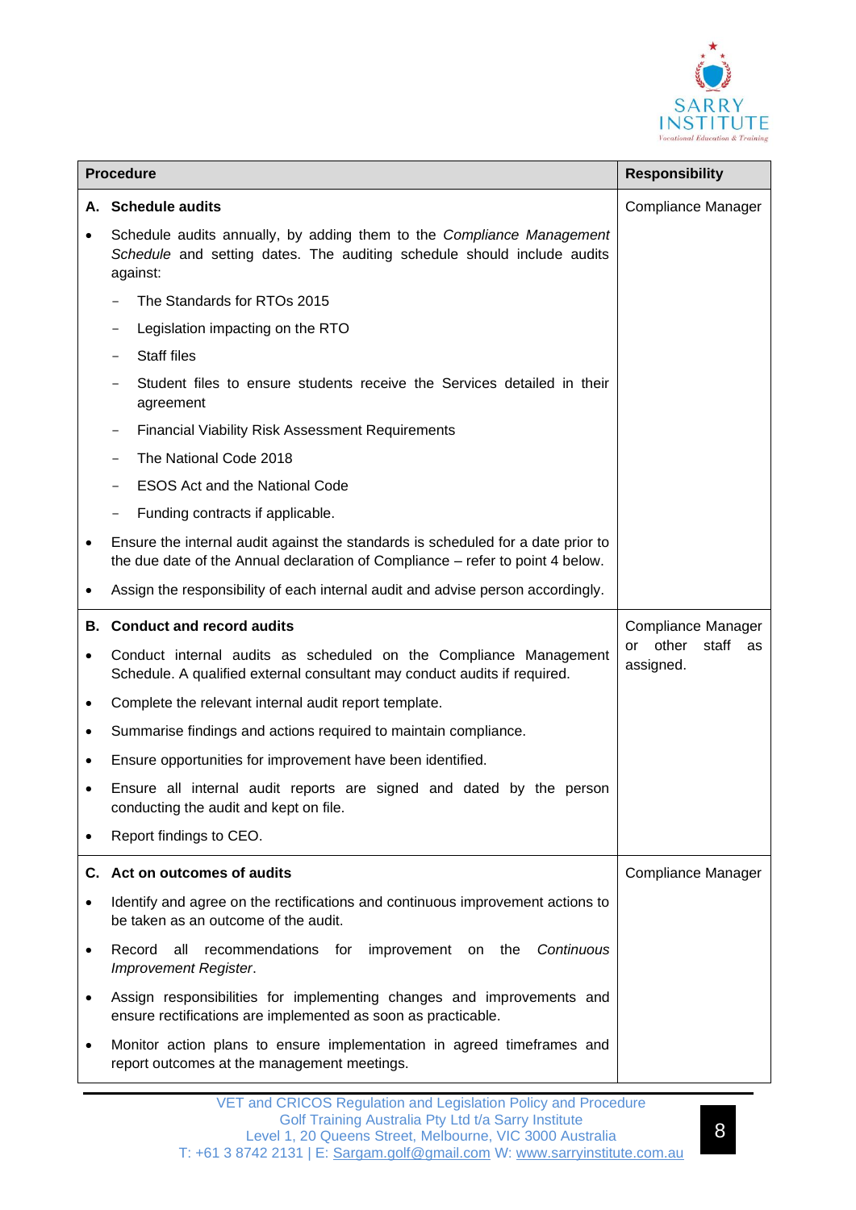| Procedure | Responsibility |
|---|---|
| **A. Schedule audits**<br>• Schedule audits annually, by adding them to the *Compliance Management Schedule* and setting dates. The auditing schedule should include audits against:<br>− The Standards for RTOs 2015<br>− Legislation impacting on the RTO<br>− Staff files<br>− Student files to ensure students receive the Services detailed in their agreement<br>− Financial Viability Risk Assessment Requirements<br>− The National Code 2018<br>− ESOS Act and the National Code<br>− Funding contracts if applicable.<br>• Ensure the internal audit against the standards is scheduled for a date prior to the due date of the Annual declaration of Compliance – refer to point 4 below.<br>• Assign the responsibility of each internal audit and advise person accordingly. | Compliance Manager |
| **B. Conduct and record audits**<br>• Conduct internal audits as scheduled on the Compliance Management Schedule. A qualified external consultant may conduct audits if required.<br>• Complete the relevant internal audit report template.<br>• Summarise findings and actions required to maintain compliance.<br>• Ensure opportunities for improvement have been identified.<br>• Ensure all internal audit reports are signed and dated by the person conducting the audit and kept on file.<br>• Report findings to CEO. | Compliance Manager or other staff as assigned. |
| **C. Act on outcomes of audits**<br>• Identify and agree on the rectifications and continuous improvement actions to be taken as an outcome of the audit.<br>• Record all recommendations for improvement on the *Continuous Improvement Register*.<br>• Assign responsibilities for implementing changes and improvements and ensure rectifications are implemented as soon as practicable.<br>• Monitor action plans to ensure implementation in agreed timeframes and report outcomes at the management meetings. | Compliance Manager |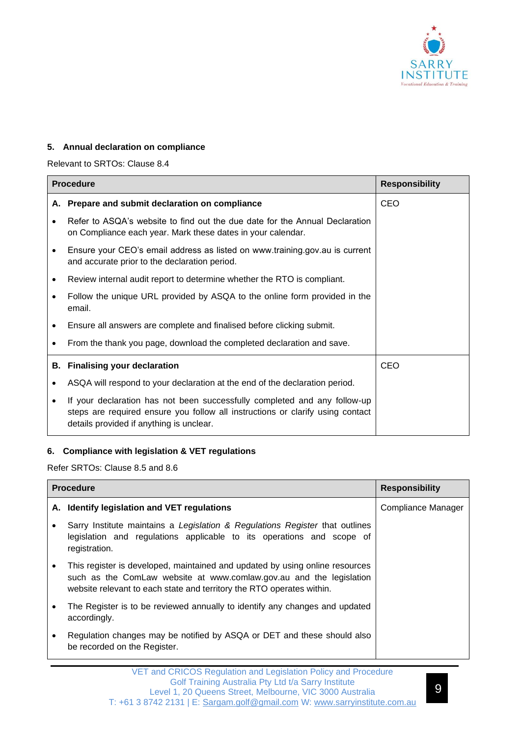### 5. Annual declaration on compliance

Relevant to SRTOs: Clause 8.4

| Procedure | Responsibility |
|---|---|
| **A. Prepare and submit declaration on compliance**<br>• Refer to ASQA's website to find out the due date for the Annual Declaration on Compliance each year. Mark these dates in your calendar.<br>• Ensure your CEO's email address as listed on www.training.gov.au is current and accurate prior to the declaration period.<br>• Review internal audit report to determine whether the RTO is compliant.<br>• Follow the unique URL provided by ASQA to the online form provided in the email.<br>• Ensure all answers are complete and finalised before clicking submit.<br>• From the thank you page, download the completed declaration and save. | CEO |
| **B. Finalising your declaration**<br>• ASQA will respond to your declaration at the end of the declaration period.<br>• If your declaration has not been successfully completed and any follow-up steps are required ensure you follow all instructions or clarify using contact details provided if anything is unclear. | CEO |

### 6. Compliance with legislation & VET regulations

Refer SRTOs: Clause 8.5 and 8.6

| Procedure | Responsibility |
|---|---|
| **A. Identify legislation and VET regulations**<br>• Sarry Institute maintains a *Legislation & Regulations Register* that outlines legislation and regulations applicable to its operations and scope of registration.<br>• This register is developed, maintained and updated by using online resources such as the ComLaw website at www.comlaw.gov.au and the legislation website relevant to each state and territory the RTO operates within.<br>• The Register is to be reviewed annually to identify any changes and updated accordingly.<br>• Regulation changes may be notified by ASQA or DET and these should also be recorded on the Register. | Compliance Manager |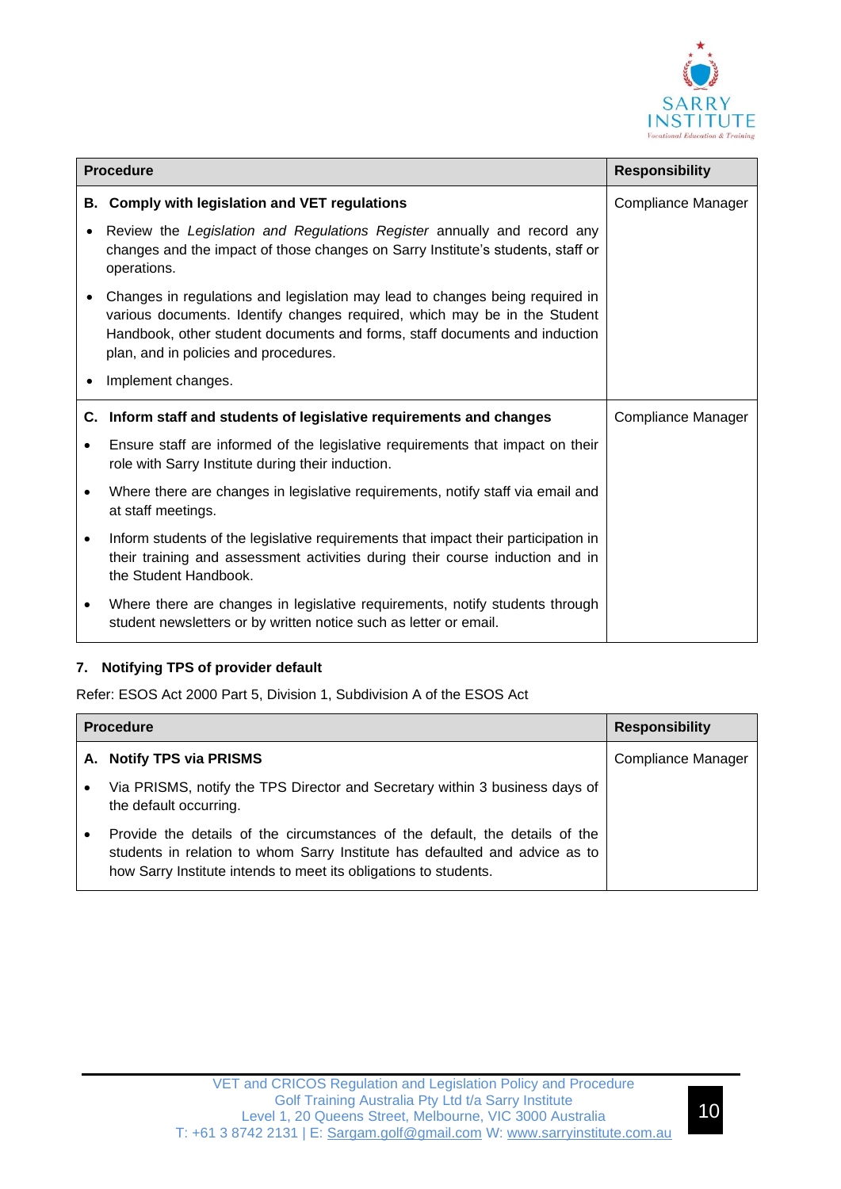| Procedure | Responsibility |
|---|---|
| **B. Comply with legislation and VET regulations**<br><br>• Review the *Legislation and Regulations Register* annually and record any changes and the impact of those changes on Sarry Institute's students, staff or operations.<br><br>• Changes in regulations and legislation may lead to changes being required in various documents. Identify changes required, which may be in the Student Handbook, other student documents and forms, staff documents and induction plan, and in policies and procedures.<br><br>• Implement changes. | Compliance Manager |
| **C. Inform staff and students of legislative requirements and changes**<br><br>• Ensure staff are informed of the legislative requirements that impact on their role with Sarry Institute during their induction.<br><br>• Where there are changes in legislative requirements, notify staff via email and at staff meetings.<br><br>• Inform students of the legislative requirements that impact their participation in their training and assessment activities during their course induction and in the Student Handbook.<br><br>• Where there are changes in legislative requirements, notify students through student newsletters or by written notice such as letter or email. | Compliance Manager |

## 7. Notifying TPS of provider default

Refer: ESOS Act 2000 Part 5, Division 1, Subdivision A of the ESOS Act

| Procedure | Responsibility |
|---|---|
| **A. Notify TPS via PRISMS**<br><br>• Via PRISMS, notify the TPS Director and Secretary within 3 business days of the default occurring.<br><br>• Provide the details of the circumstances of the default, the details of the students in relation to whom Sarry Institute has defaulted and advice as to how Sarry Institute intends to meet its obligations to students. | Compliance Manager |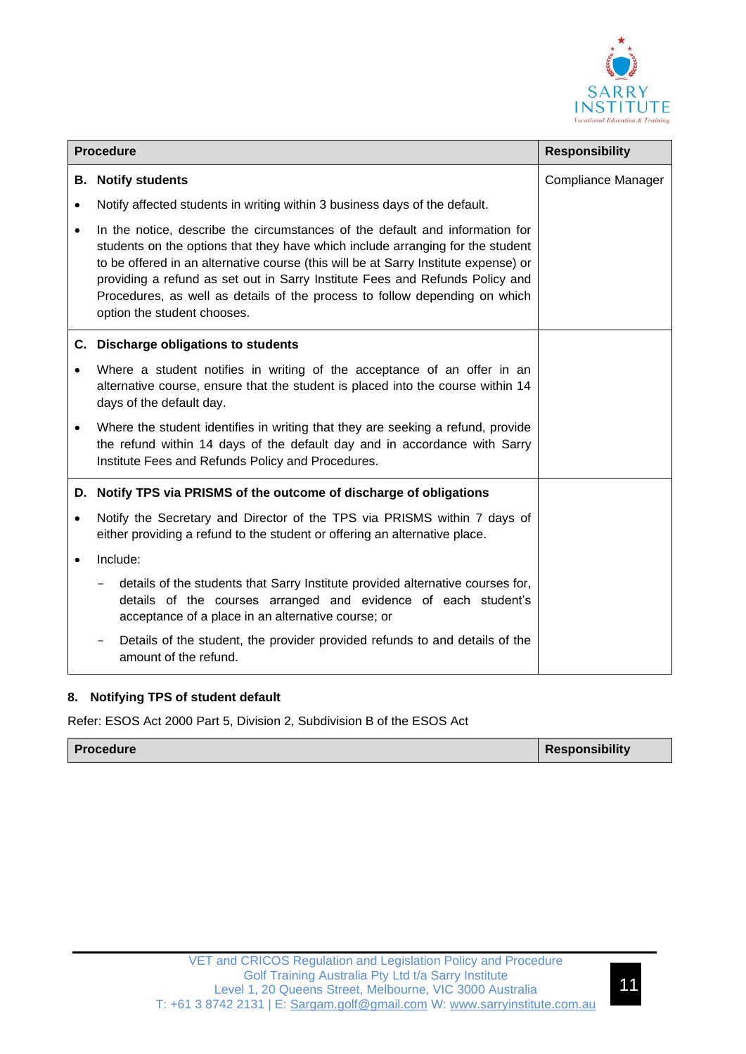| Procedure | Responsibility |
|---|---|
| **B. Notify students**<br>• Notify affected students in writing within 3 business days of the default.<br>• In the notice, describe the circumstances of the default and information for students on the options that they have which include arranging for the student to be offered in an alternative course (this will be at Sarry Institute expense) or providing a refund as set out in Sarry Institute Fees and Refunds Policy and Procedures, as well as details of the process to follow depending on which option the student chooses. | Compliance Manager |
| **C. Discharge obligations to students**<br>• Where a student notifies in writing of the acceptance of an offer in an alternative course, ensure that the student is placed into the course within 14 days of the default day.<br>• Where the student identifies in writing that they are seeking a refund, provide the refund within 14 days of the default day and in accordance with Sarry Institute Fees and Refunds Policy and Procedures. | |
| **D. Notify TPS via PRISMS of the outcome of discharge of obligations**<br>• Notify the Secretary and Director of the TPS via PRISMS within 7 days of either providing a refund to the student or offering an alternative place.<br>• Include:<br>  – details of the students that Sarry Institute provided alternative courses for, details of the courses arranged and evidence of each student's acceptance of a place in an alternative course; or<br>  – Details of the student, the provider provided refunds to and details of the amount of the refund. | |

## 8. Notifying TPS of student default

Refer: ESOS Act 2000 Part 5, Division 2, Subdivision B of the ESOS Act

| Procedure | Responsibility |
|---|---|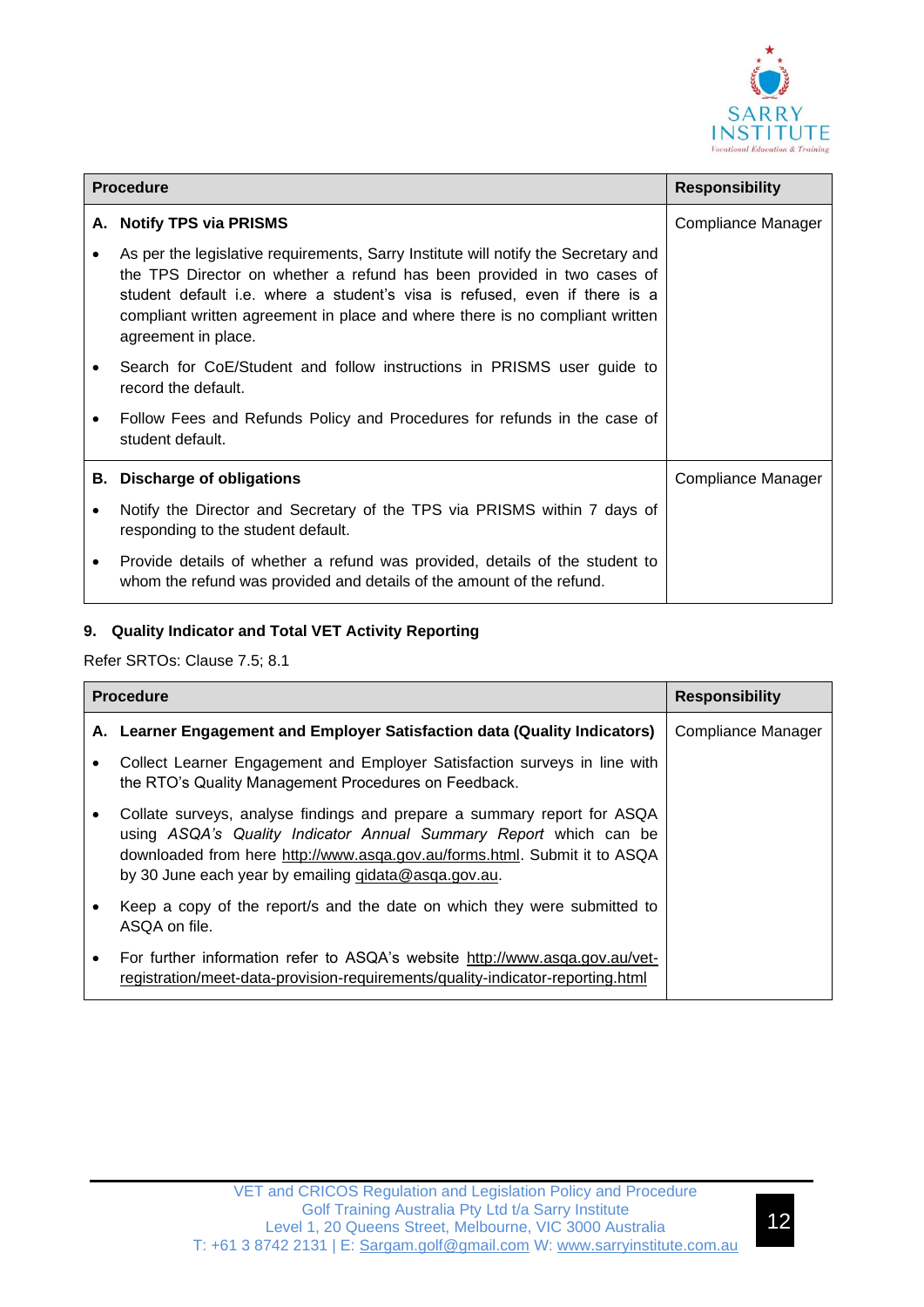| Procedure | Responsibility |
|---|---|
| **A. Notify TPS via PRISMS**<br>• As per the legislative requirements, Sarry Institute will notify the Secretary and the TPS Director on whether a refund has been provided in two cases of student default i.e. where a student's visa is refused, even if there is a compliant written agreement in place and where there is no compliant written agreement in place.<br>• Search for CoE/Student and follow instructions in PRISMS user guide to record the default.<br>• Follow Fees and Refunds Policy and Procedures for refunds in the case of student default. | Compliance Manager |
| **B. Discharge of obligations**<br>• Notify the Director and Secretary of the TPS via PRISMS within 7 days of responding to the student default.<br>• Provide details of whether a refund was provided, details of the student to whom the refund was provided and details of the amount of the refund. | Compliance Manager |

## 9. Quality Indicator and Total VET Activity Reporting

Refer SRTOs: Clause 7.5; 8.1

| Procedure | Responsibility |
|---|---|
| **A. Learner Engagement and Employer Satisfaction data (Quality Indicators)**<br>• Collect Learner Engagement and Employer Satisfaction surveys in line with the RTO's Quality Management Procedures on Feedback.<br>• Collate surveys, analyse findings and prepare a summary report for ASQA using *ASQA's Quality Indicator Annual Summary Report* which can be downloaded from here http://www.asqa.gov.au/forms.html. Submit it to ASQA by 30 June each year by emailing qidata@asqa.gov.au.<br>• Keep a copy of the report/s and the date on which they were submitted to ASQA on file.<br>• For further information refer to ASQA's website http://www.asqa.gov.au/vet-registration/meet-data-provision-requirements/quality-indicator-reporting.html | Compliance Manager |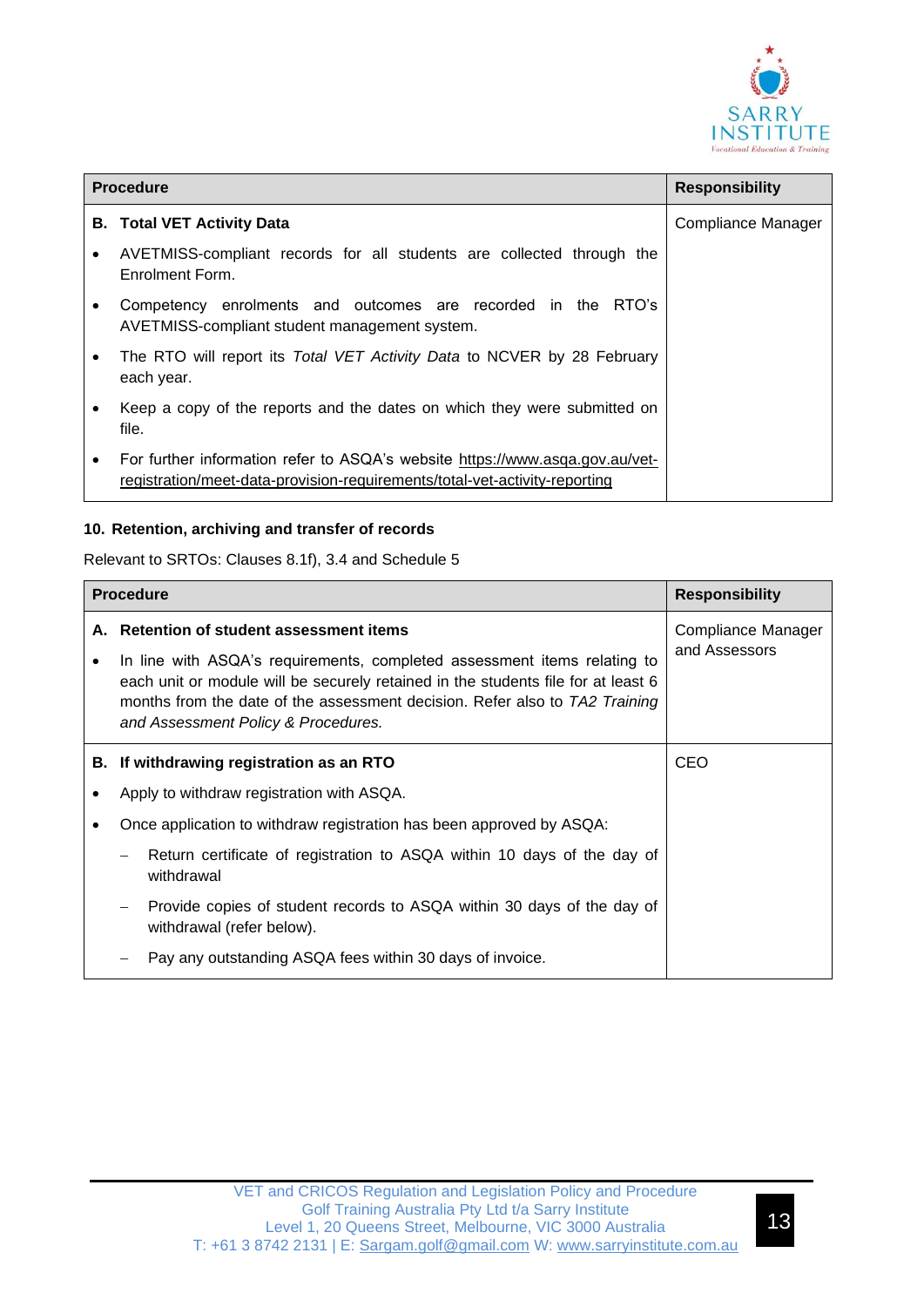| Procedure | Responsibility |
|---|---|
| **B. Total VET Activity Data**<br>• AVETMISS-compliant records for all students are collected through the Enrolment Form.<br>• Competency enrolments and outcomes are recorded in the RTO's AVETMISS-compliant student management system.<br>• The RTO will report its *Total VET Activity Data* to NCVER by 28 February each year.<br>• Keep a copy of the reports and the dates on which they were submitted on file.<br>• For further information refer to ASQA's website https://www.asqa.gov.au/vet-registration/meet-data-provision-requirements/total-vet-activity-reporting | Compliance Manager |

### 10. Retention, archiving and transfer of records

Relevant to SRTOs: Clauses 8.1f), 3.4 and Schedule 5

| Procedure | Responsibility |
|---|---|
| **A. Retention of student assessment items**<br>• In line with ASQA's requirements, completed assessment items relating to each unit or module will be securely retained in the students file for at least 6 months from the date of the assessment decision. Refer also to *TA2 Training and Assessment Policy & Procedures.* | Compliance Manager and Assessors |
| **B. If withdrawing registration as an RTO**<br>• Apply to withdraw registration with ASQA.<br>• Once application to withdraw registration has been approved by ASQA:<br>  – Return certificate of registration to ASQA within 10 days of the day of withdrawal<br>  – Provide copies of student records to ASQA within 30 days of the day of withdrawal (refer below).<br>  – Pay any outstanding ASQA fees within 30 days of invoice. | CEO |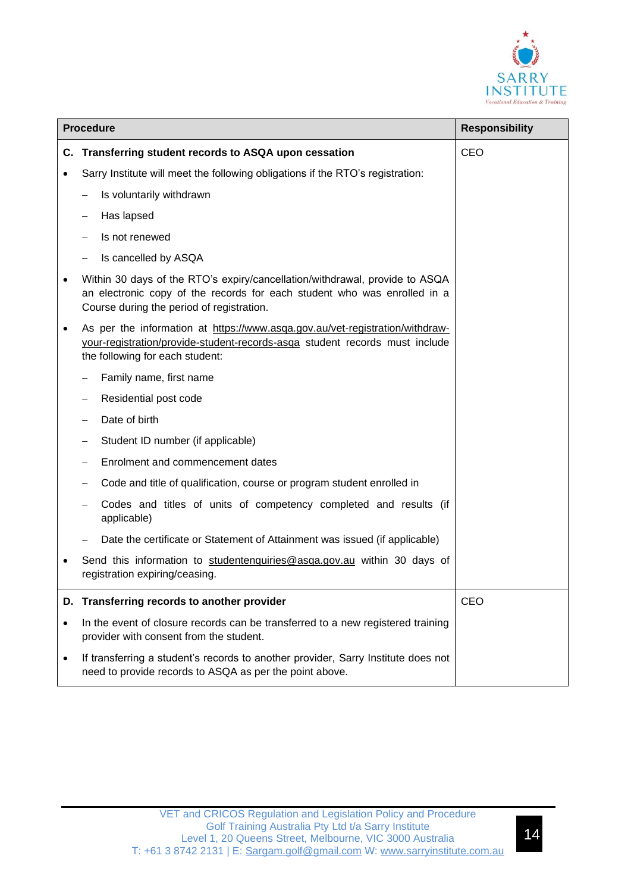| Procedure | Responsibility |
|---|---|
| **C. Transferring student records to ASQA upon cessation**<br>• Sarry Institute will meet the following obligations if the RTO's registration:<br>– Is voluntarily withdrawn<br>– Has lapsed<br>– Is not renewed<br>– Is cancelled by ASQA<br>• Within 30 days of the RTO's expiry/cancellation/withdrawal, provide to ASQA an electronic copy of the records for each student who was enrolled in a Course during the period of registration.<br>• As per the information at https://www.asqa.gov.au/vet-registration/withdraw-your-registration/provide-student-records-asqa student records must include the following for each student:<br>– Family name, first name<br>– Residential post code<br>– Date of birth<br>– Student ID number (if applicable)<br>– Enrolment and commencement dates<br>– Code and title of qualification, course or program student enrolled in<br>– Codes and titles of units of competency completed and results (if applicable)<br>– Date the certificate or Statement of Attainment was issued (if applicable)<br>• Send this information to studentenquiries@asqa.gov.au within 30 days of registration expiring/ceasing. | CEO |
| **D. Transferring records to another provider**<br>• In the event of closure records can be transferred to a new registered training provider with consent from the student.<br>• If transferring a student's records to another provider, Sarry Institute does not need to provide records to ASQA as per the point above. | CEO |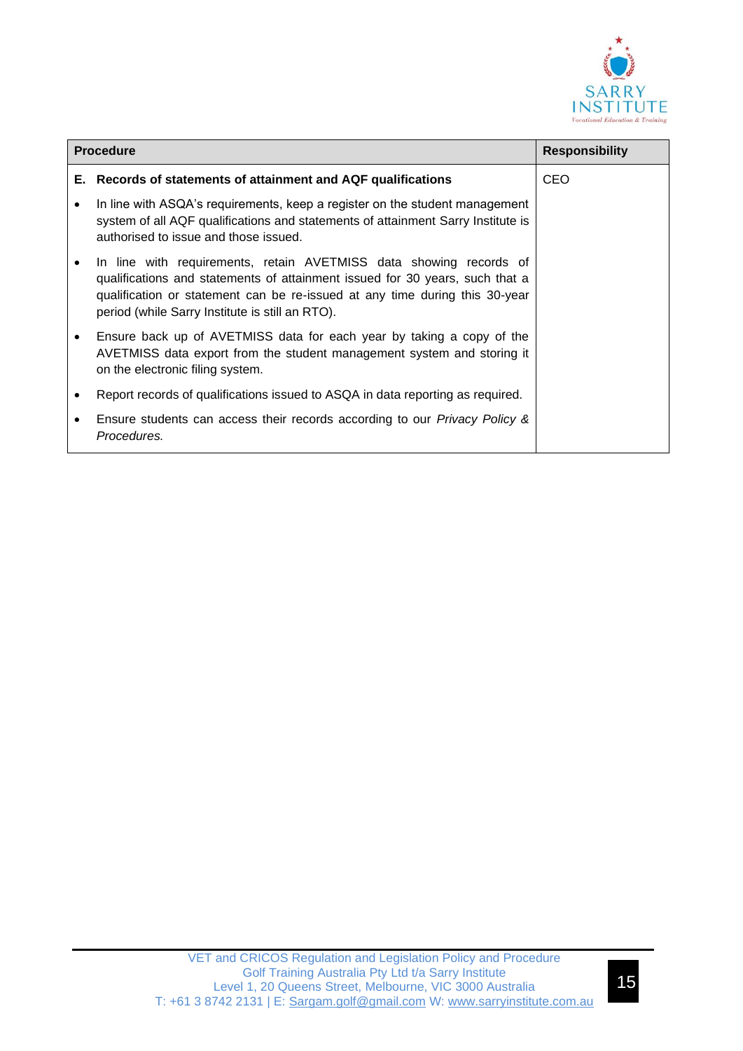| Procedure | Responsibility |
|---|---|
| **E. Records of statements of attainment and AQF qualifications**<br>• In line with ASQA's requirements, keep a register on the student management system of all AQF qualifications and statements of attainment Sarry Institute is authorised to issue and those issued.<br>• In line with requirements, retain AVETMISS data showing records of qualifications and statements of attainment issued for 30 years, such that a qualification or statement can be re-issued at any time during this 30-year period (while Sarry Institute is still an RTO).<br>• Ensure back up of AVETMISS data for each year by taking a copy of the AVETMISS data export from the student management system and storing it on the electronic filing system.<br>• Report records of qualifications issued to ASQA in data reporting as required.<br>• Ensure students can access their records according to our *Privacy Policy & Procedures.* | CEO |